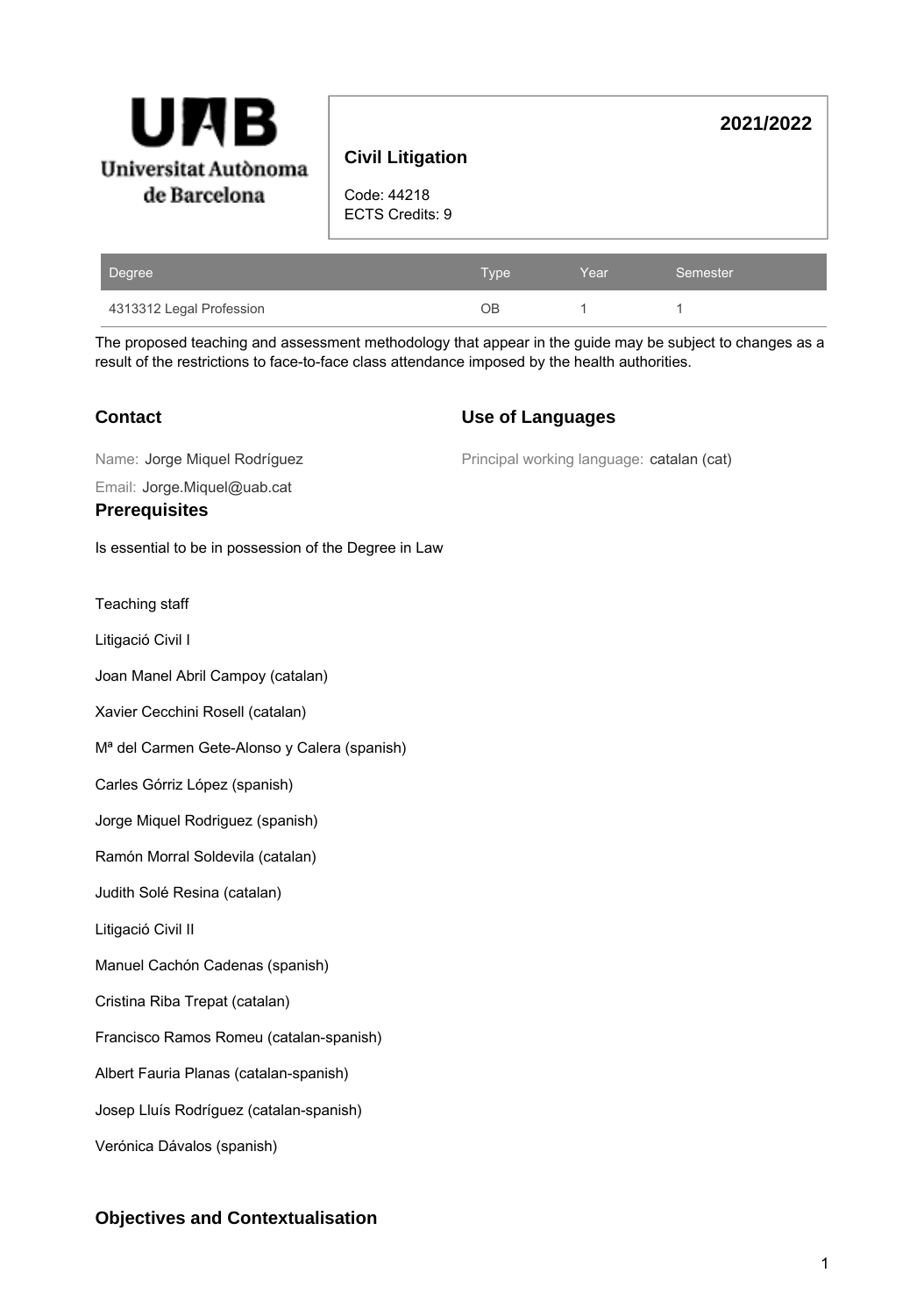**Universitat Autònoma de Barcelona**

**2021/2022**

## Civil Litigation

Code: 44218
ECTS Credits: 9

| Degree | Type | Year | Semester |
|---|---|---|---|
| 4313312 Legal Profession | OB | 1 | 1 |

The proposed teaching and assessment methodology that appear in the guide may be subject to changes as a result of the restrictions to face-to-face class attendance imposed by the health authorities.

### Contact

Name: Jorge Miquel Rodríguez

Email: Jorge.Miquel@uab.cat

### Use of Languages

Principal working language: catalan (cat)

### Prerequisites

Is essential to be in possession of the Degree in Law

Teaching staff

Litigació Civil I

Joan Manel Abril Campoy (catalan)

Xavier Cecchini Rosell (catalan)

Mª del Carmen Gete-Alonso y Calera (spanish)

Carles Górriz López (spanish)

Jorge Miquel Rodriguez (spanish)

Ramón Morral Soldevila (catalan)

Judith Solé Resina (catalan)

Litigació Civil II

Manuel Cachón Cadenas (spanish)

Cristina Riba Trepat (catalan)

Francisco Ramos Romeu (catalan-spanish)

Albert Fauria Planas (catalan-spanish)

Josep Lluís Rodríguez (catalan-spanish)

Verónica Dávalos (spanish)

### Objectives and Contextualisation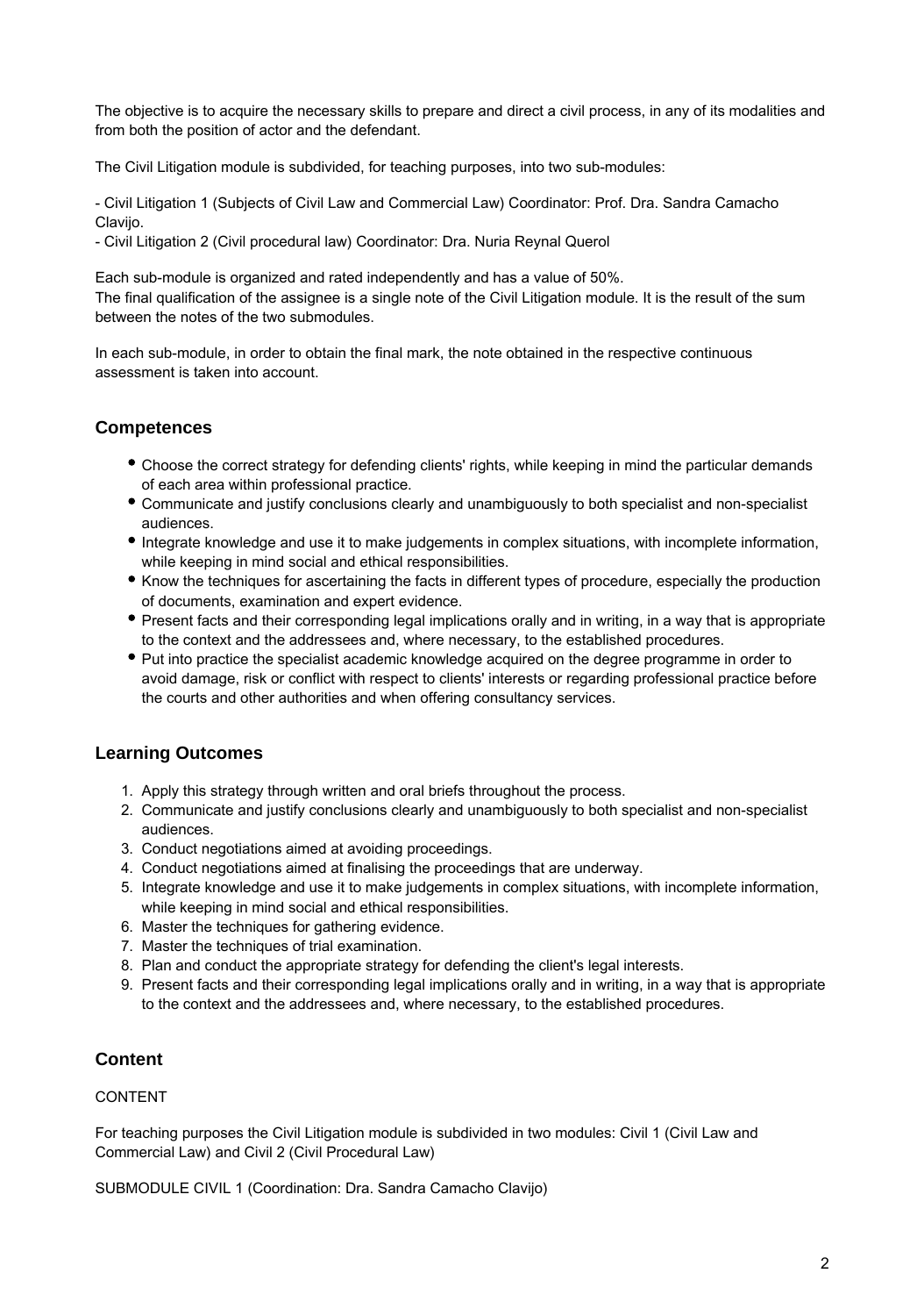The objective is to acquire the necessary skills to prepare and direct a civil process, in any of its modalities and from both the position of actor and the defendant.

The Civil Litigation module is subdivided, for teaching purposes, into two sub-modules:

- Civil Litigation 1 (Subjects of Civil Law and Commercial Law) Coordinator: Prof. Dra. Sandra Camacho Clavijo.
- Civil Litigation 2 (Civil procedural law) Coordinator: Dra. Nuria Reynal Querol

Each sub-module is organized and rated independently and has a value of 50%.
The final qualification of the assignee is a single note of the Civil Litigation module. It is the result of the sum between the notes of the two submodules.

In each sub-module, in order to obtain the final mark, the note obtained in the respective continuous assessment is taken into account.

## Competences

- Choose the correct strategy for defending clients' rights, while keeping in mind the particular demands of each area within professional practice.
- Communicate and justify conclusions clearly and unambiguously to both specialist and non-specialist audiences.
- Integrate knowledge and use it to make judgements in complex situations, with incomplete information, while keeping in mind social and ethical responsibilities.
- Know the techniques for ascertaining the facts in different types of procedure, especially the production of documents, examination and expert evidence.
- Present facts and their corresponding legal implications orally and in writing, in a way that is appropriate to the context and the addressees and, where necessary, to the established procedures.
- Put into practice the specialist academic knowledge acquired on the degree programme in order to avoid damage, risk or conflict with respect to clients' interests or regarding professional practice before the courts and other authorities and when offering consultancy services.

## Learning Outcomes

1. Apply this strategy through written and oral briefs throughout the process.
2. Communicate and justify conclusions clearly and unambiguously to both specialist and non-specialist audiences.
3. Conduct negotiations aimed at avoiding proceedings.
4. Conduct negotiations aimed at finalising the proceedings that are underway.
5. Integrate knowledge and use it to make judgements in complex situations, with incomplete information, while keeping in mind social and ethical responsibilities.
6. Master the techniques for gathering evidence.
7. Master the techniques of trial examination.
8. Plan and conduct the appropriate strategy for defending the client's legal interests.
9. Present facts and their corresponding legal implications orally and in writing, in a way that is appropriate to the context and the addressees and, where necessary, to the established procedures.

## Content

CONTENT

For teaching purposes the Civil Litigation module is subdivided in two modules: Civil 1 (Civil Law and Commercial Law) and Civil 2 (Civil Procedural Law)

SUBMODULE CIVIL 1 (Coordination: Dra. Sandra Camacho Clavijo)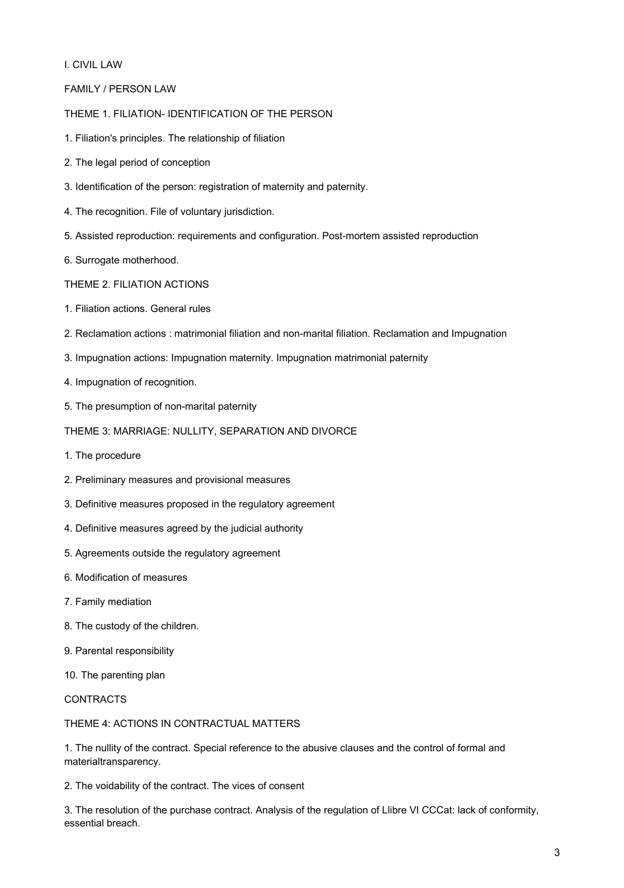# I. CIVIL LAW

## FAMILY / PERSON LAW

### THEME 1. FILIATION- IDENTIFICATION OF THE PERSON

1. Filiation's principles. The relationship of filiation
2. The legal period of conception
3. Identification of the person: registration of maternity and paternity.
4. The recognition. File of voluntary jurisdiction.
5. Assisted reproduction: requirements and configuration. Post-mortem assisted reproduction
6. Surrogate motherhood.

### THEME 2. FILIATION ACTIONS

1. Filiation actions. General rules
2. Reclamation actions : matrimonial filiation and non-marital filiation. Reclamation and Impugnation
3. Impugnation actions: Impugnation maternity. Impugnation matrimonial paternity
4. Impugnation of recognition.
5. The presumption of non-marital paternity

### THEME 3: MARRIAGE: NULLITY, SEPARATION AND DIVORCE

1. The procedure
2. Preliminary measures and provisional measures
3. Definitive measures proposed in the regulatory agreement
4. Definitive measures agreed by the judicial authority
5. Agreements outside the regulatory agreement
6. Modification of measures
7. Family mediation
8. The custody of the children.
9. Parental responsibility
10. The parenting plan

## CONTRACTS

### THEME 4: ACTIONS IN CONTRACTUAL MATTERS

1. The nullity of the contract. Special reference to the abusive clauses and the control of formal and materialtransparency.
2. The voidability of the contract. The vices of consent
3. The resolution of the purchase contract. Analysis of the regulation of Llibre VI CCCat: lack of conformity, essential breach.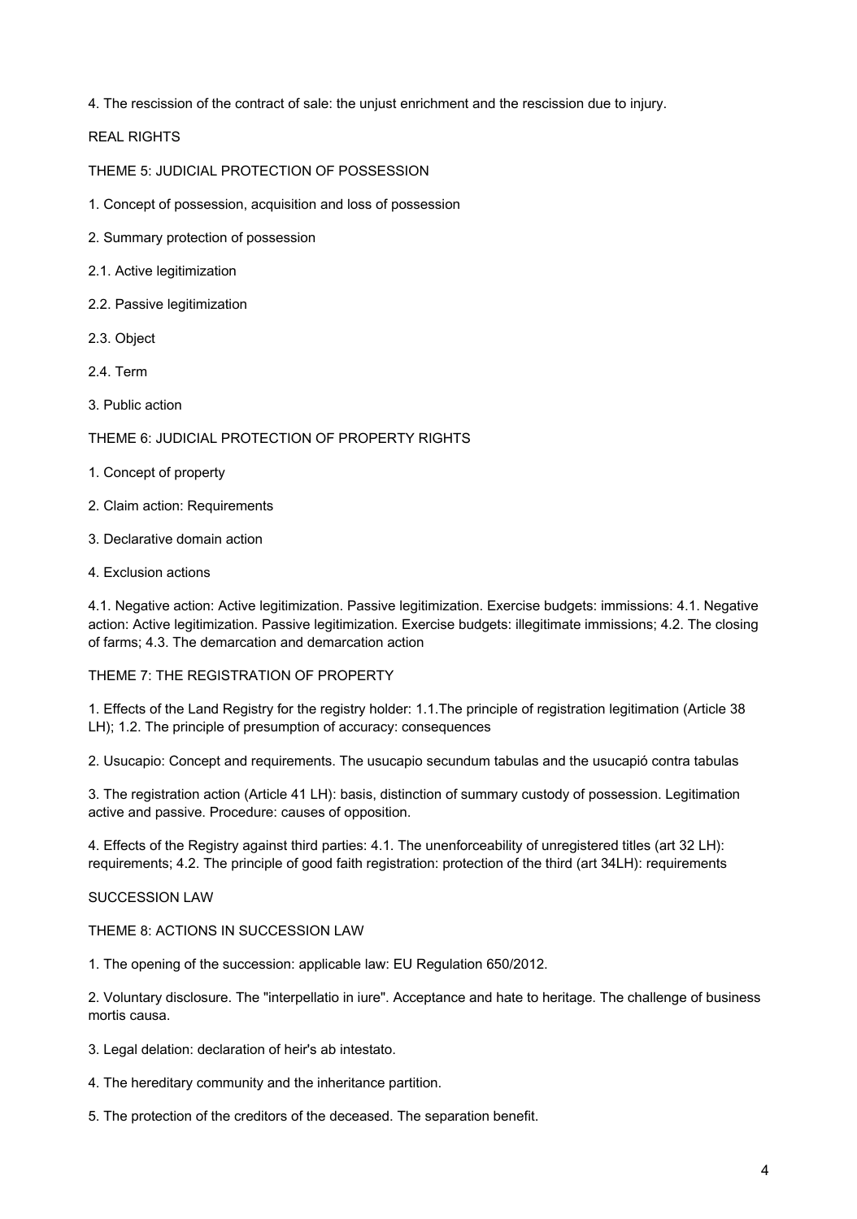4. The rescission of the contract of sale: the unjust enrichment and the rescission due to injury.

## REAL RIGHTS

### THEME 5: JUDICIAL PROTECTION OF POSSESSION

1. Concept of possession, acquisition and loss of possession

2. Summary protection of possession

2.1. Active legitimization

2.2. Passive legitimization

2.3. Object

2.4. Term

3. Public action

### THEME 6: JUDICIAL PROTECTION OF PROPERTY RIGHTS

1. Concept of property

2. Claim action: Requirements

3. Declarative domain action

4. Exclusion actions

4.1. Negative action: Active legitimization. Passive legitimization. Exercise budgets: immissions: 4.1. Negative action: Active legitimization. Passive legitimization. Exercise budgets: illegitimate immissions; 4.2. The closing of farms; 4.3. The demarcation and demarcation action

### THEME 7: THE REGISTRATION OF PROPERTY

1. Effects of the Land Registry for the registry holder: 1.1.The principle of registration legitimation (Article 38 LH); 1.2. The principle of presumption of accuracy: consequences

2. Usucapio: Concept and requirements. The usucapio secundum tabulas and the usucapió contra tabulas

3. The registration action (Article 41 LH): basis, distinction of summary custody of possession. Legitimation active and passive. Procedure: causes of opposition.

4. Effects of the Registry against third parties: 4.1. The unenforceability of unregistered titles (art 32 LH): requirements; 4.2. The principle of good faith registration: protection of the third (art 34LH): requirements

## SUCCESSION LAW

### THEME 8: ACTIONS IN SUCCESSION LAW

1. The opening of the succession: applicable law: EU Regulation 650/2012.

2. Voluntary disclosure. The "interpellatio in iure". Acceptance and hate to heritage. The challenge of business mortis causa.

3. Legal delation: declaration of heir's ab intestato.

4. The hereditary community and the inheritance partition.

5. The protection of the creditors of the deceased. The separation benefit.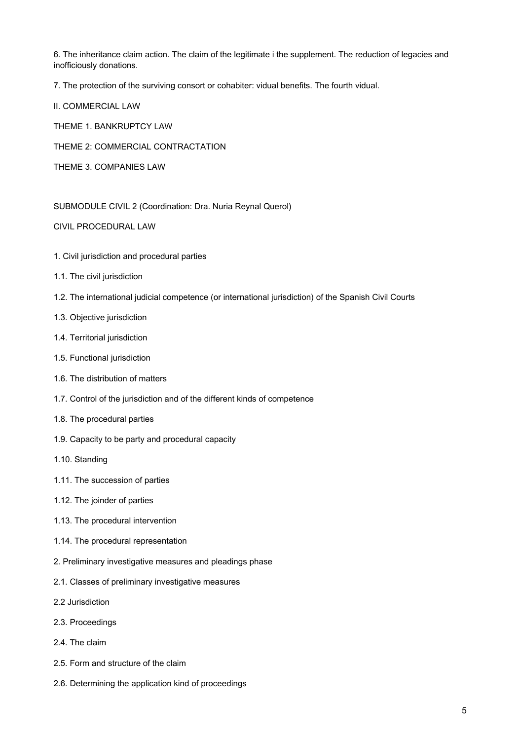6. The inheritance claim action. The claim of the legitimate i the supplement. The reduction of legacies and inofficiously donations.

7. The protection of the surviving consort or cohabiter: vidual benefits. The fourth vidual.

## II. COMMERCIAL LAW

### THEME 1. BANKRUPTCY LAW

### THEME 2: COMMERCIAL CONTRACTATION

### THEME 3. COMPANIES LAW

## SUBMODULE CIVIL 2 (Coordination: Dra. Nuria Reynal Querol)

### CIVIL PROCEDURAL LAW

1. Civil jurisdiction and procedural parties

1.1. The civil jurisdiction

1.2. The international judicial competence (or international jurisdiction) of the Spanish Civil Courts

1.3. Objective jurisdiction

1.4. Territorial jurisdiction

1.5. Functional jurisdiction

1.6. The distribution of matters

1.7. Control of the jurisdiction and of the different kinds of competence

1.8. The procedural parties

1.9. Capacity to be party and procedural capacity

1.10. Standing

1.11. The succession of parties

1.12. The joinder of parties

1.13. The procedural intervention

1.14. The procedural representation

2. Preliminary investigative measures and pleadings phase

2.1. Classes of preliminary investigative measures

2.2 Jurisdiction

2.3. Proceedings

2.4. The claim

2.5. Form and structure of the claim

2.6. Determining the application kind of proceedings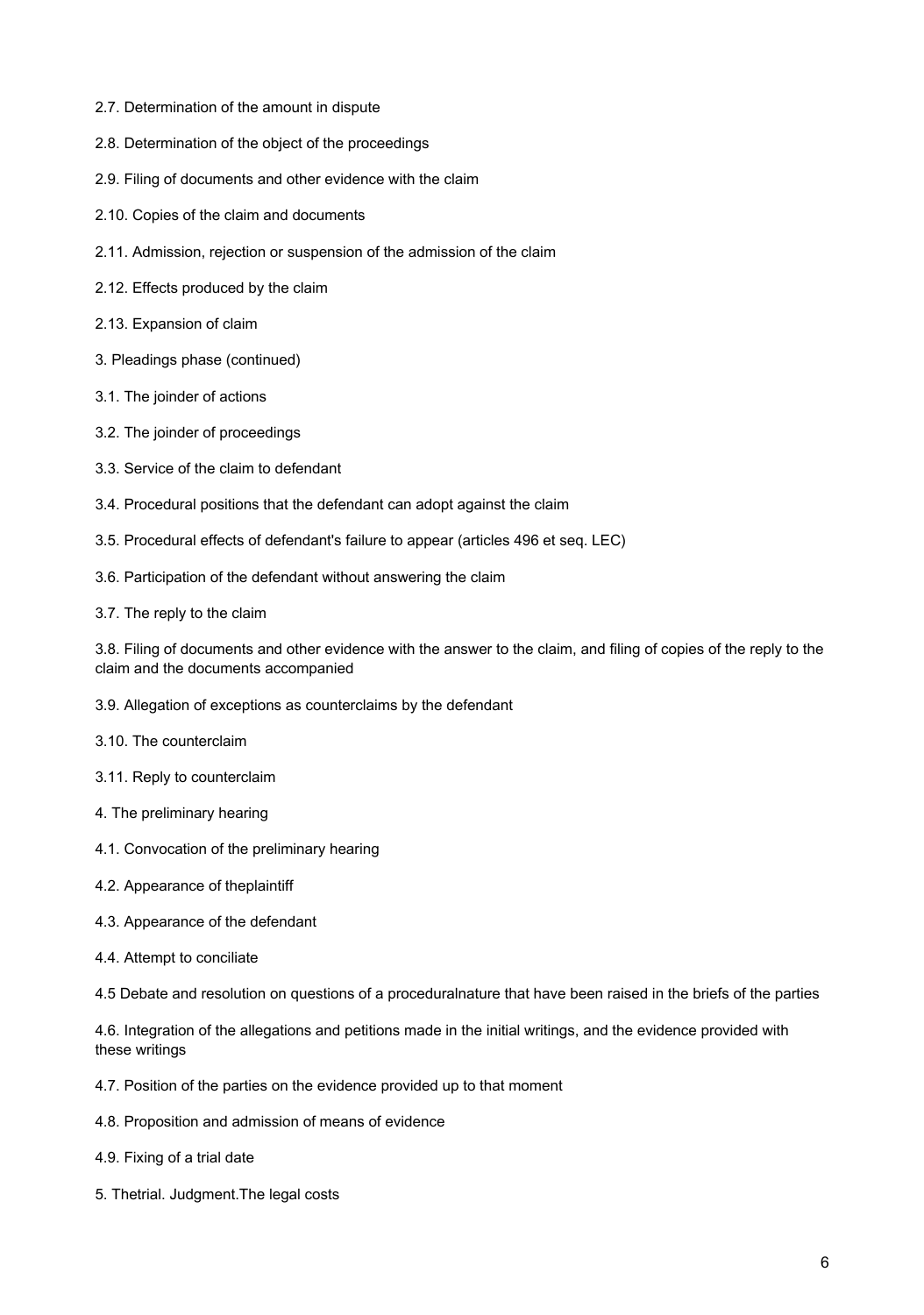2.7. Determination of the amount in dispute

2.8. Determination of the object of the proceedings

2.9. Filing of documents and other evidence with the claim

2.10. Copies of the claim and documents

2.11. Admission, rejection or suspension of the admission of the claim

2.12. Effects produced by the claim

2.13. Expansion of claim

3. Pleadings phase (continued)

3.1. The joinder of actions

3.2. The joinder of proceedings

3.3. Service of the claim to defendant

3.4. Procedural positions that the defendant can adopt against the claim

3.5. Procedural effects of defendant's failure to appear (articles 496 et seq. LEC)

3.6. Participation of the defendant without answering the claim

3.7. The reply to the claim

3.8. Filing of documents and other evidence with the answer to the claim, and filing of copies of the reply to the claim and the documents accompanied

3.9. Allegation of exceptions as counterclaims by the defendant

3.10. The counterclaim

3.11. Reply to counterclaim

4. The preliminary hearing

4.1. Convocation of the preliminary hearing

4.2. Appearance of theplaintiff

4.3. Appearance of the defendant

4.4. Attempt to conciliate

4.5 Debate and resolution on questions of a proceduralnature that have been raised in the briefs of the parties

4.6. Integration of the allegations and petitions made in the initial writings, and the evidence provided with these writings

4.7. Position of the parties on the evidence provided up to that moment

4.8. Proposition and admission of means of evidence

4.9. Fixing of a trial date

5. Thetrial. Judgment.The legal costs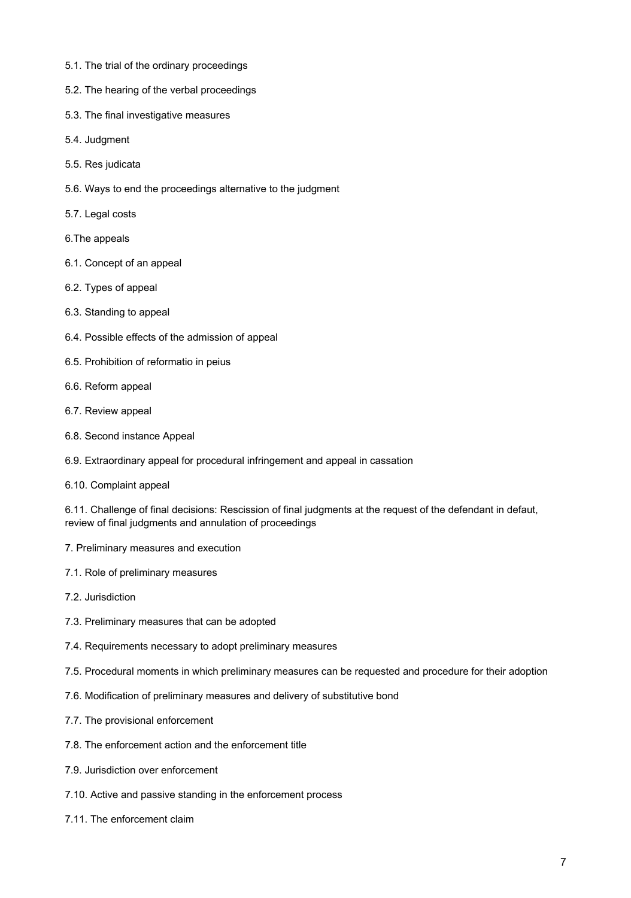5.1. The trial of the ordinary proceedings

5.2. The hearing of the verbal proceedings

5.3. The final investigative measures

5.4. Judgment

5.5. Res judicata

5.6. Ways to end the proceedings alternative to the judgment

5.7. Legal costs

6.The appeals

6.1. Concept of an appeal

6.2. Types of appeal

6.3. Standing to appeal

6.4. Possible effects of the admission of appeal

6.5. Prohibition of reformatio in peius

6.6. Reform appeal

6.7. Review appeal

6.8. Second instance Appeal

6.9. Extraordinary appeal for procedural infringement and appeal in cassation

6.10. Complaint appeal

6.11. Challenge of final decisions: Rescission of final judgments at the request of the defendant in defaut, review of final judgments and annulation of proceedings

7. Preliminary measures and execution

7.1. Role of preliminary measures

7.2. Jurisdiction

7.3. Preliminary measures that can be adopted

7.4. Requirements necessary to adopt preliminary measures

7.5. Procedural moments in which preliminary measures can be requested and procedure for their adoption

7.6. Modification of preliminary measures and delivery of substitutive bond

7.7. The provisional enforcement

7.8. The enforcement action and the enforcement title

7.9. Jurisdiction over enforcement

7.10. Active and passive standing in the enforcement process

7.11. The enforcement claim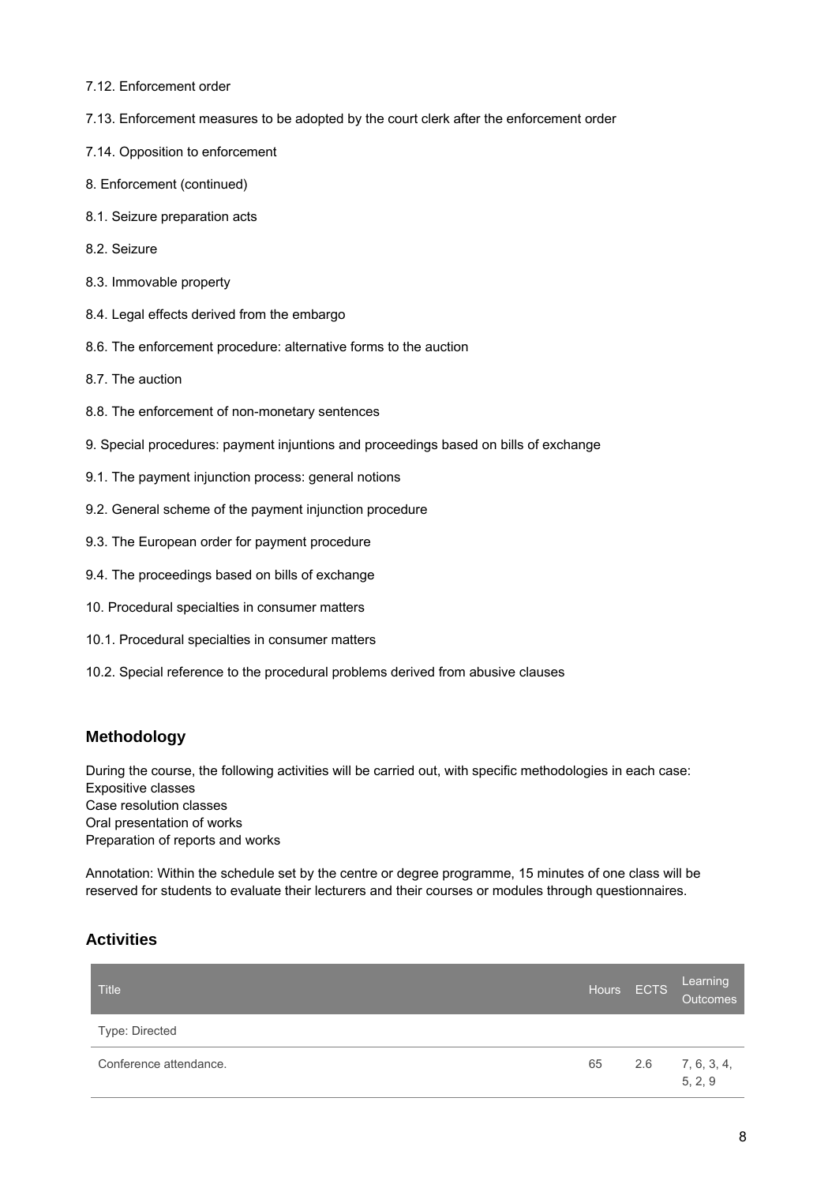7.12. Enforcement order

7.13. Enforcement measures to be adopted by the court clerk after the enforcement order

7.14. Opposition to enforcement

8. Enforcement (continued)

8.1. Seizure preparation acts

8.2. Seizure

8.3. Immovable property

8.4. Legal effects derived from the embargo

8.6. The enforcement procedure: alternative forms to the auction

8.7. The auction

8.8. The enforcement of non-monetary sentences

9. Special procedures: payment injuntions and proceedings based on bills of exchange

9.1. The payment injunction process: general notions

9.2. General scheme of the payment injunction procedure

9.3. The European order for payment procedure

9.4. The proceedings based on bills of exchange

10. Procedural specialties in consumer matters

10.1. Procedural specialties in consumer matters

10.2. Special reference to the procedural problems derived from abusive clauses

## Methodology

During the course, the following activities will be carried out, with specific methodologies in each case:
Expositive classes
Case resolution classes
Oral presentation of works
Preparation of reports and works

Annotation: Within the schedule set by the centre or degree programme, 15 minutes of one class will be reserved for students to evaluate their lecturers and their courses or modules through questionnaires.

## Activities

| Title | Hours | ECTS | Learning Outcomes |
|---|---|---|---|
| Type: Directed | | | |
| Conference attendance. | 65 | 2.6 | 7, 6, 3, 4, 5, 2, 9 |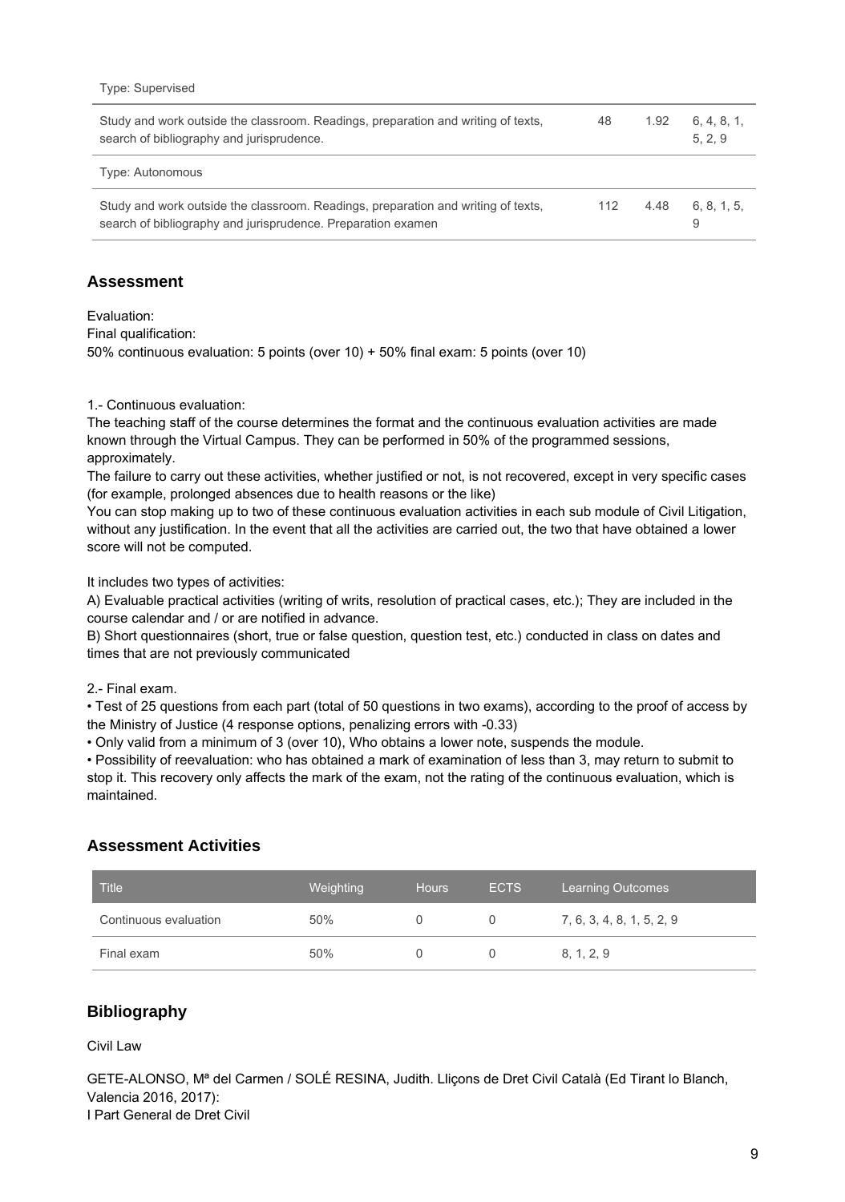| | | | |
|---|---|---|---|
| Type: Supervised | | | |
| Study and work outside the classroom. Readings, preparation and writing of texts, search of bibliography and jurisprudence. | 48 | 1.92 | 6, 4, 8, 1, 5, 2, 9 |
| Type: Autonomous | | | |
| Study and work outside the classroom. Readings, preparation and writing of texts, search of bibliography and jurisprudence. Preparation examen | 112 | 4.48 | 6, 8, 1, 5, 9 |

## Assessment

Evaluation:
Final qualification:
50% continuous evaluation: 5 points (over 10) + 50% final exam: 5 points (over 10)

1.- Continuous evaluation:
The teaching staff of the course determines the format and the continuous evaluation activities are made known through the Virtual Campus. They can be performed in 50% of the programmed sessions, approximately.
The failure to carry out these activities, whether justified or not, is not recovered, except in very specific cases (for example, prolonged absences due to health reasons or the like)
You can stop making up to two of these continuous evaluation activities in each sub module of Civil Litigation, without any justification. In the event that all the activities are carried out, the two that have obtained a lower score will not be computed.

It includes two types of activities:
A) Evaluable practical activities (writing of writs, resolution of practical cases, etc.); They are included in the course calendar and / or are notified in advance.
B) Short questionnaires (short, true or false question, question test, etc.) conducted in class on dates and times that are not previously communicated

2.- Final exam.
• Test of 25 questions from each part (total of 50 questions in two exams), according to the proof of access by the Ministry of Justice (4 response options, penalizing errors with -0.33)
• Only valid from a minimum of 3 (over 10), Who obtains a lower note, suspends the module.
• Possibility of reevaluation: who has obtained a mark of examination of less than 3, may return to submit to stop it. This recovery only affects the mark of the exam, not the rating of the continuous evaluation, which is maintained.

## Assessment Activities

| Title | Weighting | Hours | ECTS | Learning Outcomes |
|---|---|---|---|---|
| Continuous evaluation | 50% | 0 | 0 | 7, 6, 3, 4, 8, 1, 5, 2, 9 |
| Final exam | 50% | 0 | 0 | 8, 1, 2, 9 |

## Bibliography

Civil Law

GETE-ALONSO, Mª del Carmen / SOLÉ RESINA, Judith. Lliçons de Dret Civil Català (Ed Tirant lo Blanch, Valencia 2016, 2017):
I Part General de Dret Civil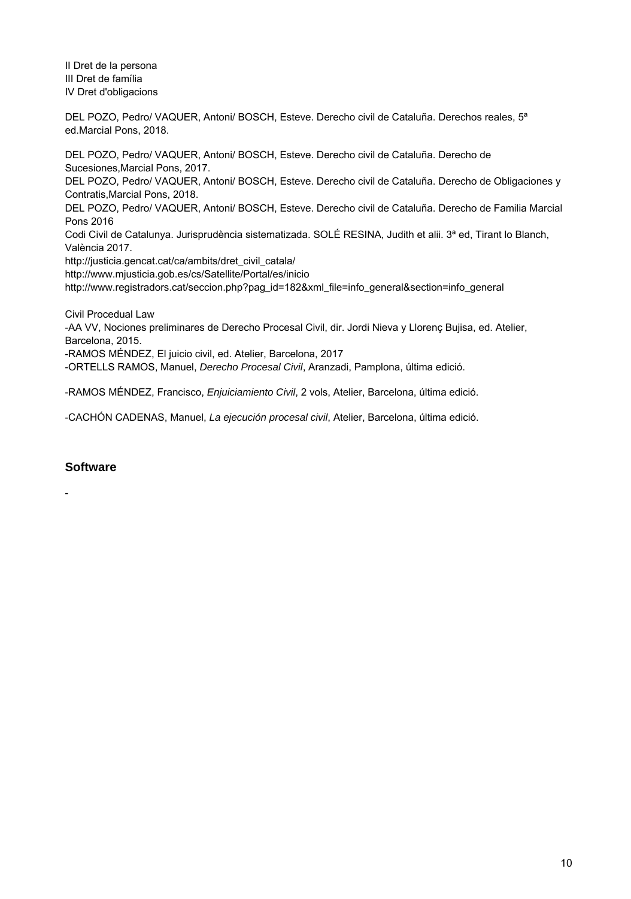II Dret de la persona
III Dret de família
IV Dret d'obligacions

DEL POZO, Pedro/ VAQUER, Antoni/ BOSCH, Esteve. Derecho civil de Cataluña. Derechos reales, 5ª ed.Marcial Pons, 2018.

DEL POZO, Pedro/ VAQUER, Antoni/ BOSCH, Esteve. Derecho civil de Cataluña. Derecho de Sucesiones,Marcial Pons, 2017.
DEL POZO, Pedro/ VAQUER, Antoni/ BOSCH, Esteve. Derecho civil de Cataluña. Derecho de Obligaciones y Contratis,Marcial Pons, 2018.
DEL POZO, Pedro/ VAQUER, Antoni/ BOSCH, Esteve. Derecho civil de Cataluña. Derecho de Familia Marcial Pons 2016
Codi Civil de Catalunya. Jurisprudència sistematizada. SOLÉ RESINA, Judith et alii. 3ª ed, Tirant lo Blanch, València 2017.
http://justicia.gencat.cat/ca/ambits/dret_civil_catala/
http://www.mjusticia.gob.es/cs/Satellite/Portal/es/inicio
http://www.registradors.cat/seccion.php?pag_id=182&xml_file=info_general&section=info_general

Civil Procedual Law
-AA VV, Nociones preliminares de Derecho Procesal Civil, dir. Jordi Nieva y Llorenç Bujisa, ed. Atelier, Barcelona, 2015.
-RAMOS MÉNDEZ, El juicio civil, ed. Atelier, Barcelona, 2017
-ORTELLS RAMOS, Manuel, *Derecho Procesal Civil*, Aranzadi, Pamplona, última edició.

-RAMOS MÉNDEZ, Francisco, *Enjuiciamiento Civil*, 2 vols, Atelier, Barcelona, última edició.

-CACHÓN CADENAS, Manuel, *La ejecución procesal civil*, Atelier, Barcelona, última edició.

## Software

-